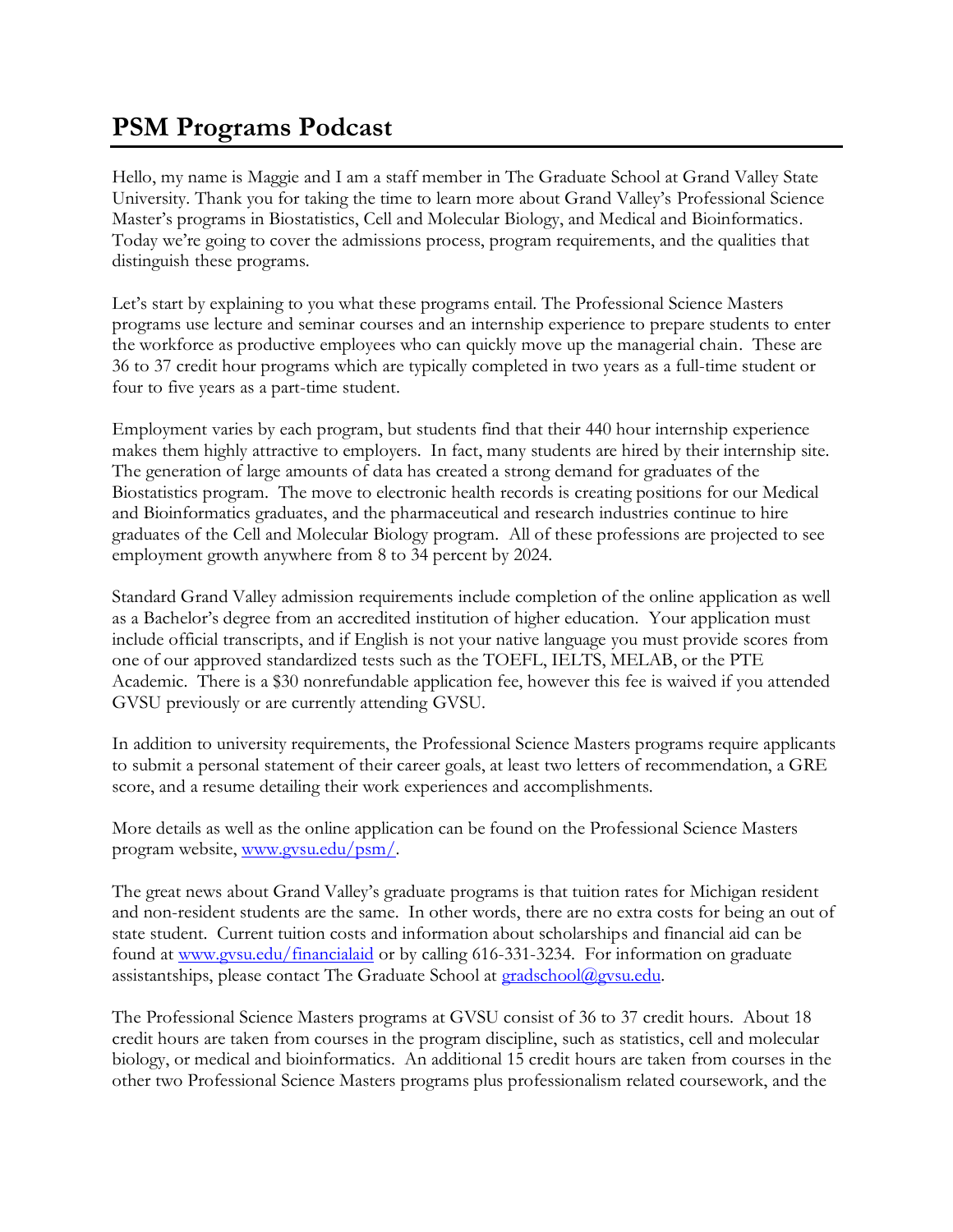# PSM Programs Podcast

Hello, my name is Maggie and I am a staff member in The Graduate School at Grand Valley State University. Thank you for taking the time to learn more about Grand Valley's Professional Science Master's programs in Biostatistics, Cell and Molecular Biology, and Medical and Bioinformatics. Today we're going to cover the admissions process, program requirements, and the qualities that distinguish these programs.

Let's start by explaining to you what these programs entail. The Professional Science Masters programs use lecture and seminar courses and an internship experience to prepare students to enter the workforce as productive employees who can quickly move up the managerial chain. These are 36 to 37 credit hour programs which are typically completed in two years as a full-time student or four to five years as a part-time student.

Employment varies by each program, but students find that their 440 hour internship experience makes them highly attractive to employers. In fact, many students are hired by their internship site. The generation of large amounts of data has created a strong demand for graduates of the Biostatistics program. The move to electronic health records is creating positions for our Medical and Bioinformatics graduates, and the pharmaceutical and research industries continue to hire graduates of the Cell and Molecular Biology program. All of these professions are projected to see employment growth anywhere from 8 to 34 percent by 2024.

Standard Grand Valley admission requirements include completion of the online application as well as a Bachelor's degree from an accredited institution of higher education. Your application must include official transcripts, and if English is not your native language you must provide scores from one of our approved standardized tests such as the TOEFL, IELTS, MELAB, or the PTE Academic. There is a $30 nonrefundable application fee, however this fee is waived if you attended GVSU previously or are currently attending GVSU.

In addition to university requirements, the Professional Science Masters programs require applicants to submit a personal statement of their career goals, at least two letters of recommendation, a GRE score, and a resume detailing their work experiences and accomplishments.

More details as well as the online application can be found on the Professional Science Masters program website, [www.gvsu.edu/psm/](http://www.gvsu.edu/psm/).

The great news about Grand Valley's graduate programs is that tuition rates for Michigan resident and non-resident students are the same. In other words, there are no extra costs for being an out of state student. Current tuition costs and information about scholarships and financial aid can be found at [www.gvsu.edu/financialaid](http://www.gvsu.edu/financialaid) or by calling 616-331-3234. For information on graduate assistantships, please contact The Graduate School at [gradschool@gvsu.edu](mailto:gradschool@gvsu.edu).

The Professional Science Masters programs at GVSU consist of 36 to 37 credit hours. About 18 credit hours are taken from courses in the program discipline, such as statistics, cell and molecular biology, or medical and bioinformatics. An additional 15 credit hours are taken from courses in the other two Professional Science Masters programs plus professionalism related coursework, and the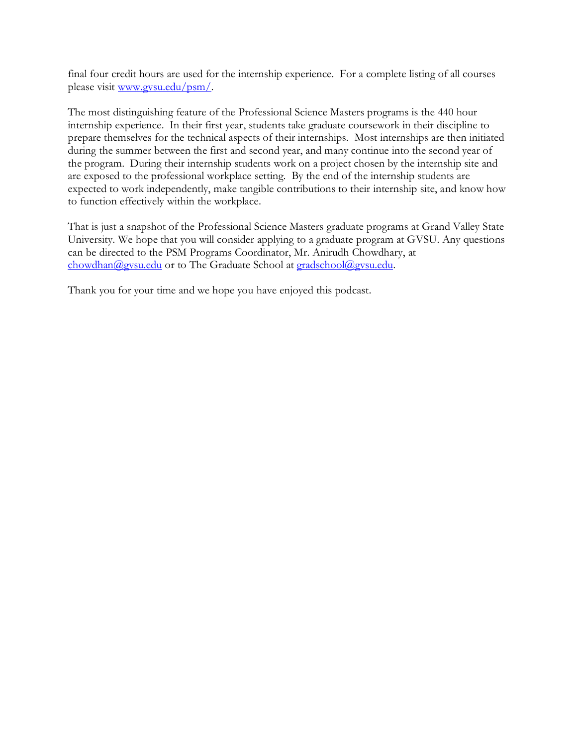final four credit hours are used for the internship experience. For a complete listing of all courses please visit www.gvsu.edu/psm/.

The most distinguishing feature of the Professional Science Masters programs is the 440 hour internship experience. In their first year, students take graduate coursework in their discipline to prepare themselves for the technical aspects of their internships. Most internships are then initiated during the summer between the first and second year, and many continue into the second year of the program. During their internship students work on a project chosen by the internship site and are exposed to the professional workplace setting. By the end of the internship students are expected to work independently, make tangible contributions to their internship site, and know how to function effectively within the workplace.

That is just a snapshot of the Professional Science Masters graduate programs at Grand Valley State University. We hope that you will consider applying to a graduate program at GVSU. Any questions can be directed to the PSM Programs Coordinator, Mr. Anirudh Chowdhary, at chowdhan@gvsu.edu or to The Graduate School at gradschool@gvsu.edu.

Thank you for your time and we hope you have enjoyed this podcast.